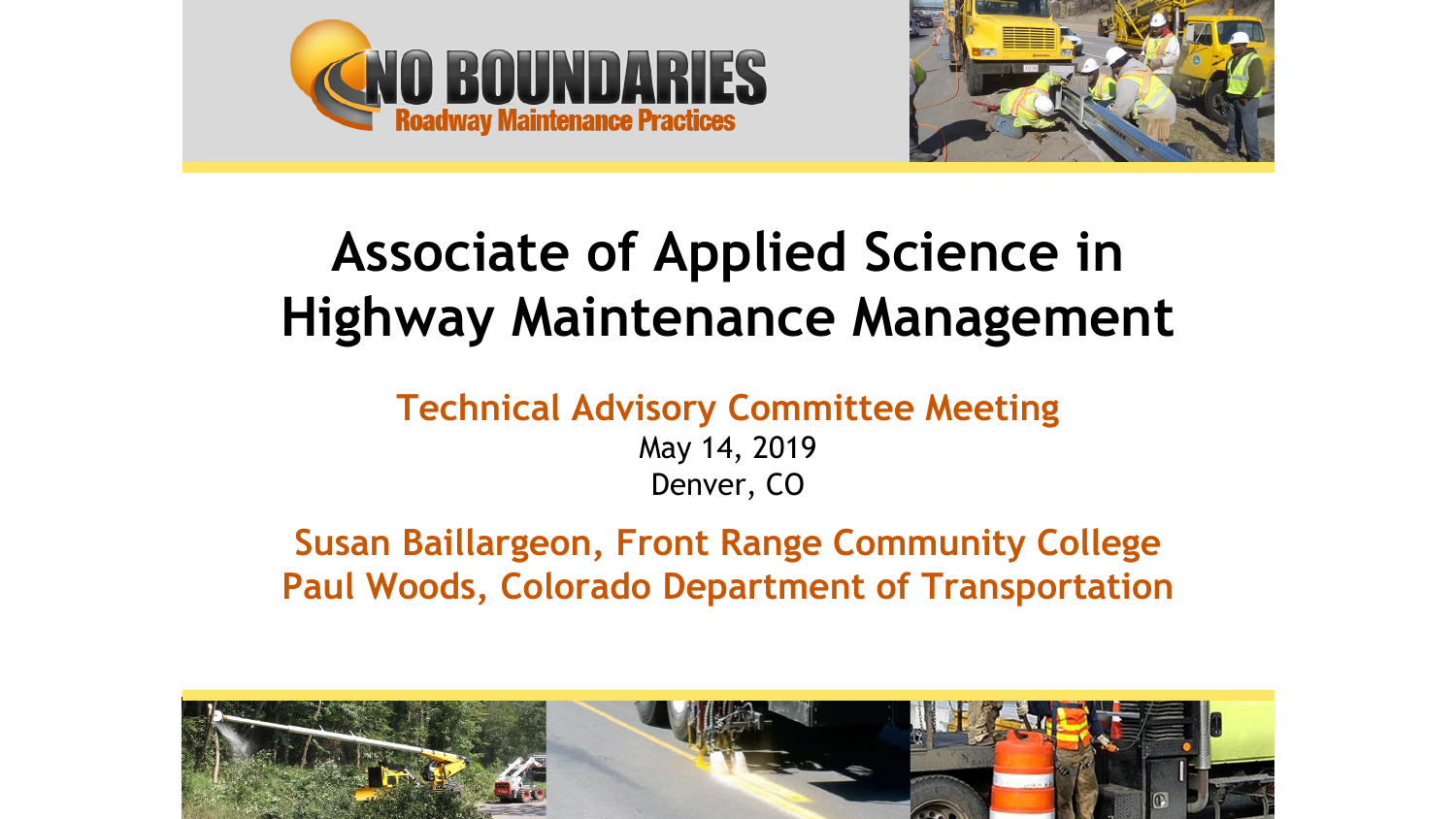NO BOUNDARIES

Roadway Maintenance Practices

# Associate of Applied Science in Highway Maintenance Management

**Technical Advisory Committee Meeting**

May 14, 2019

Denver, CO

**Susan Baillargeon, Front Range Community College**

**Paul Woods, Colorado Department of Transportation**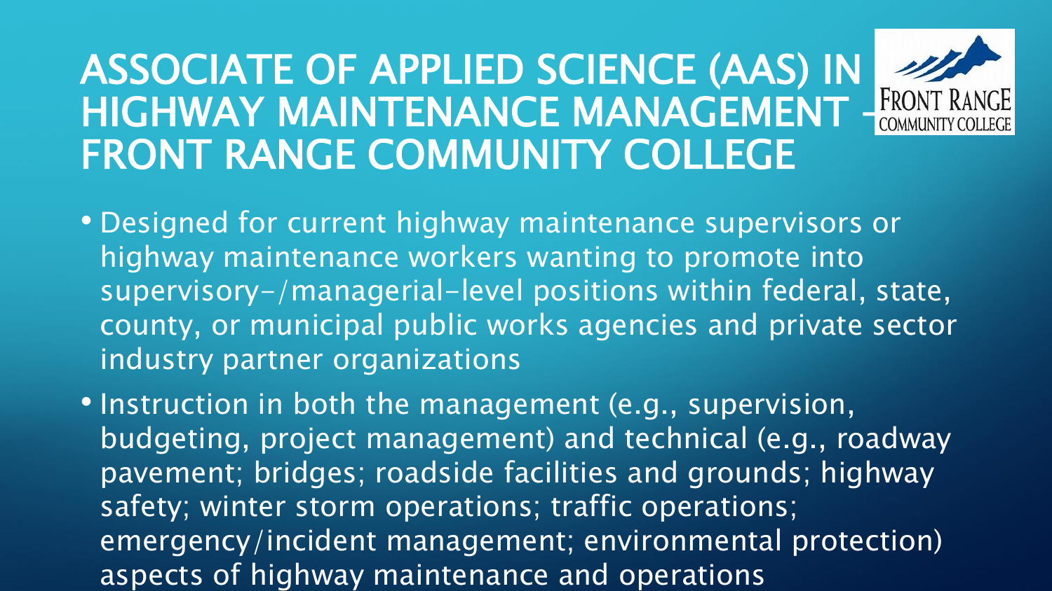# ASSOCIATE OF APPLIED SCIENCE (AAS) IN HIGHWAY MAINTENANCE MANAGEMENT – FRONT RANGE COMMUNITY COLLEGE

- Designed for current highway maintenance supervisors or highway maintenance workers wanting to promote into supervisory-/managerial-level positions within federal, state, county, or municipal public works agencies and private sector industry partner organizations
- Instruction in both the management (e.g., supervision, budgeting, project management) and technical (e.g., roadway pavement; bridges; roadside facilities and grounds; highway safety; winter storm operations; traffic operations; emergency/incident management; environmental protection) aspects of highway maintenance and operations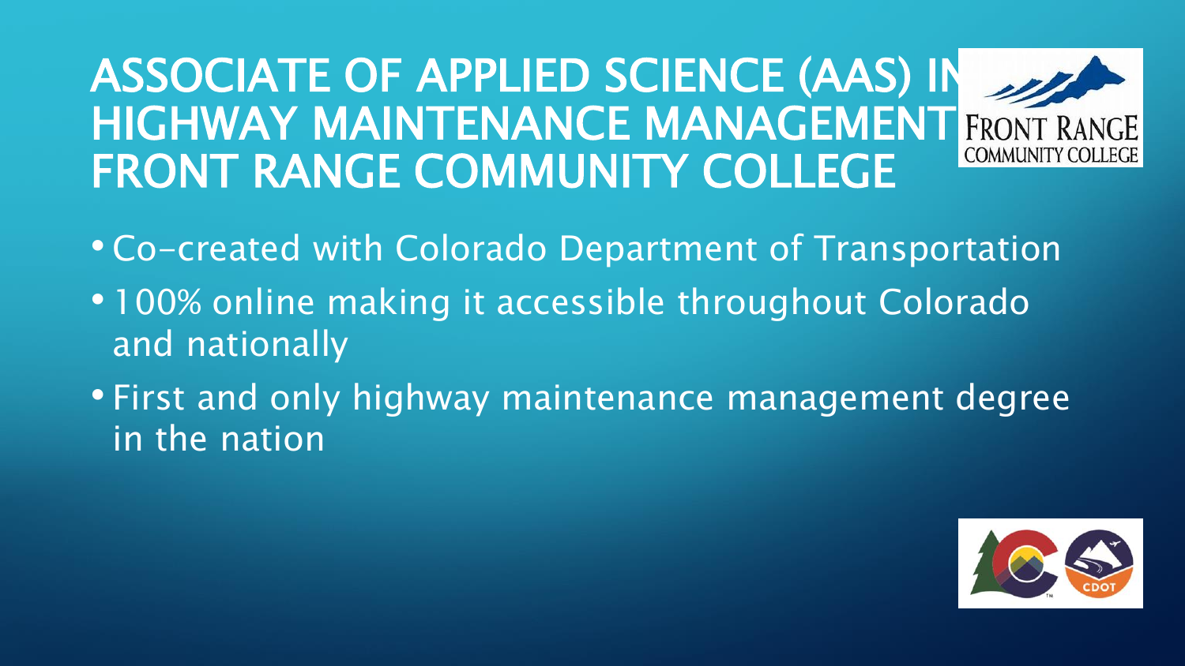# ASSOCIATE OF APPLIED SCIENCE (AAS) IN HIGHWAY MAINTENANCE MANAGEMENT FRONT RANGE COMMUNITY COLLEGE

- Co-created with Colorado Department of Transportation
- 100% online making it accessible throughout Colorado and nationally
- First and only highway maintenance management degree in the nation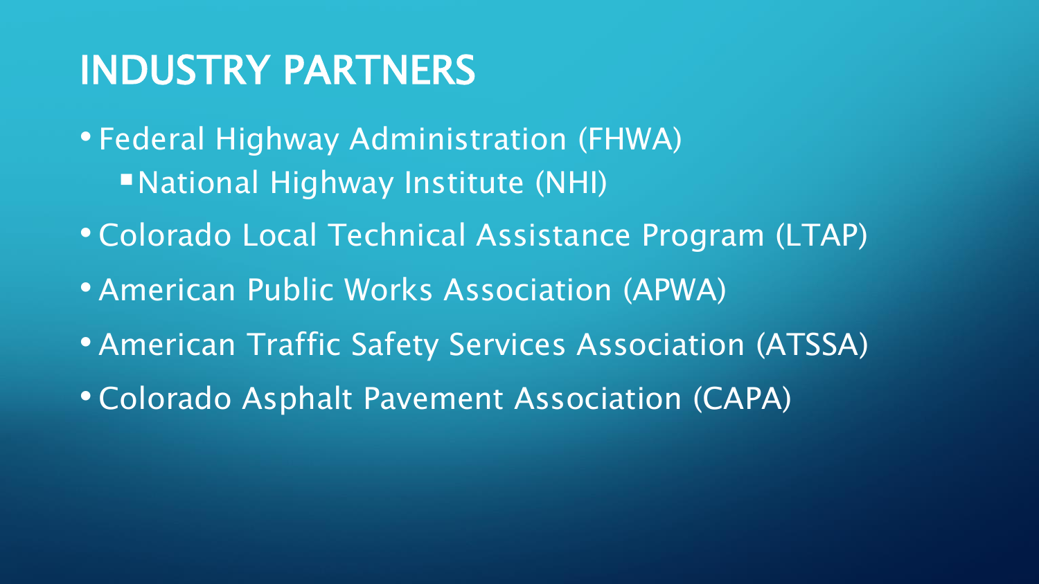# INDUSTRY PARTNERS

- Federal Highway Administration (FHWA)
  - National Highway Institute (NHI)
- Colorado Local Technical Assistance Program (LTAP)
- American Public Works Association (APWA)
- American Traffic Safety Services Association (ATSSA)
- Colorado Asphalt Pavement Association (CAPA)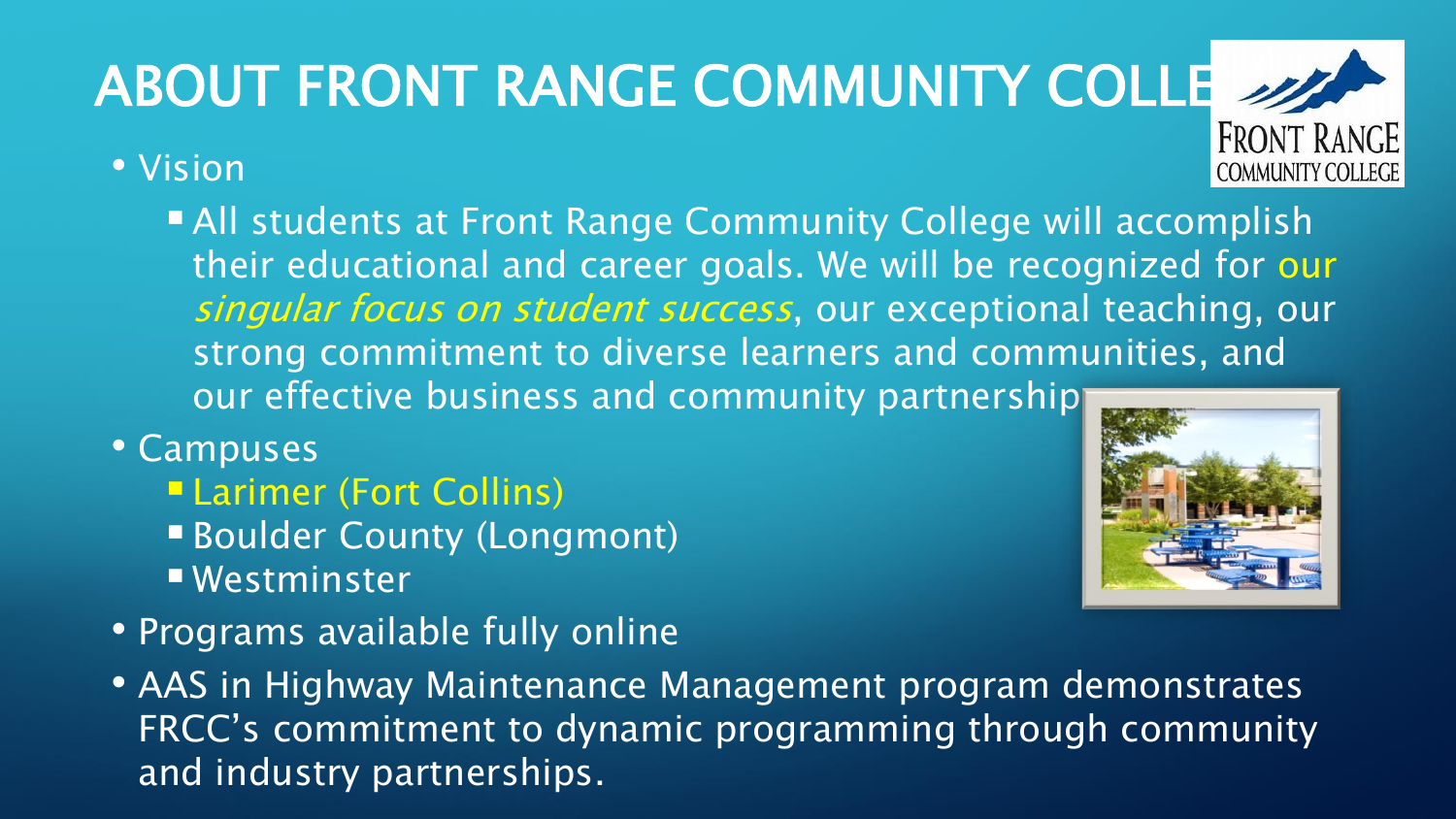# ABOUT FRONT RANGE COMMUNITY COLLEGE

- Vision
  - All students at Front Range Community College will accomplish their educational and career goals. We will be recognized for our *singular focus on student success*, our exceptional teaching, our strong commitment to diverse learners and communities, and our effective business and community partnerships
- Campuses
  - Larimer (Fort Collins)
  - Boulder County (Longmont)
  - Westminster
- Programs available fully online
- AAS in Highway Maintenance Management program demonstrates FRCC's commitment to dynamic programming through community and industry partnerships.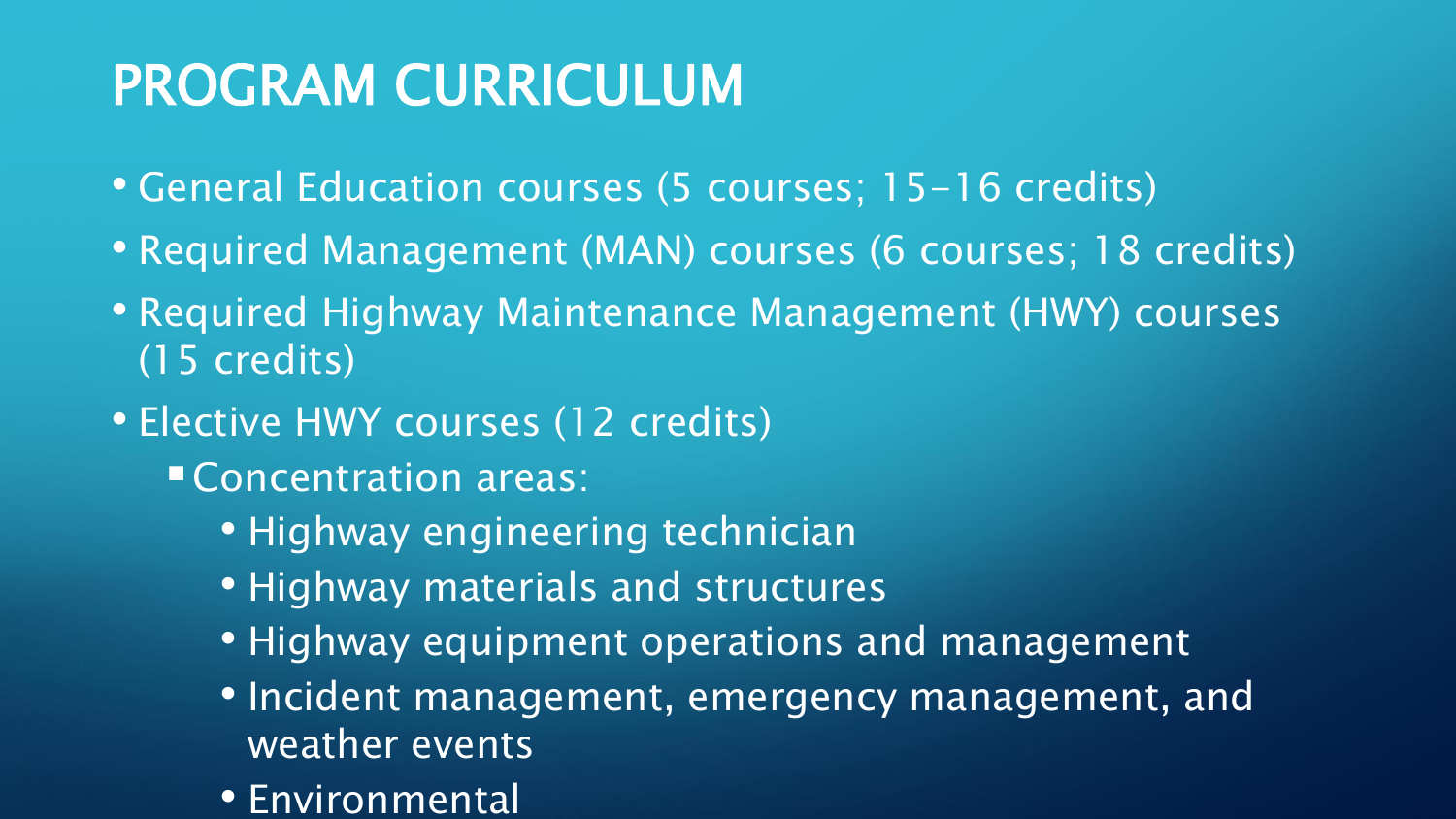# PROGRAM CURRICULUM

- General Education courses (5 courses; 15-16 credits)
- Required Management (MAN) courses (6 courses; 18 credits)
- Required Highway Maintenance Management (HWY) courses (15 credits)
- Elective HWY courses (12 credits)
  - Concentration areas:
    - Highway engineering technician
    - Highway materials and structures
    - Highway equipment operations and management
    - Incident management, emergency management, and weather events
    - Environmental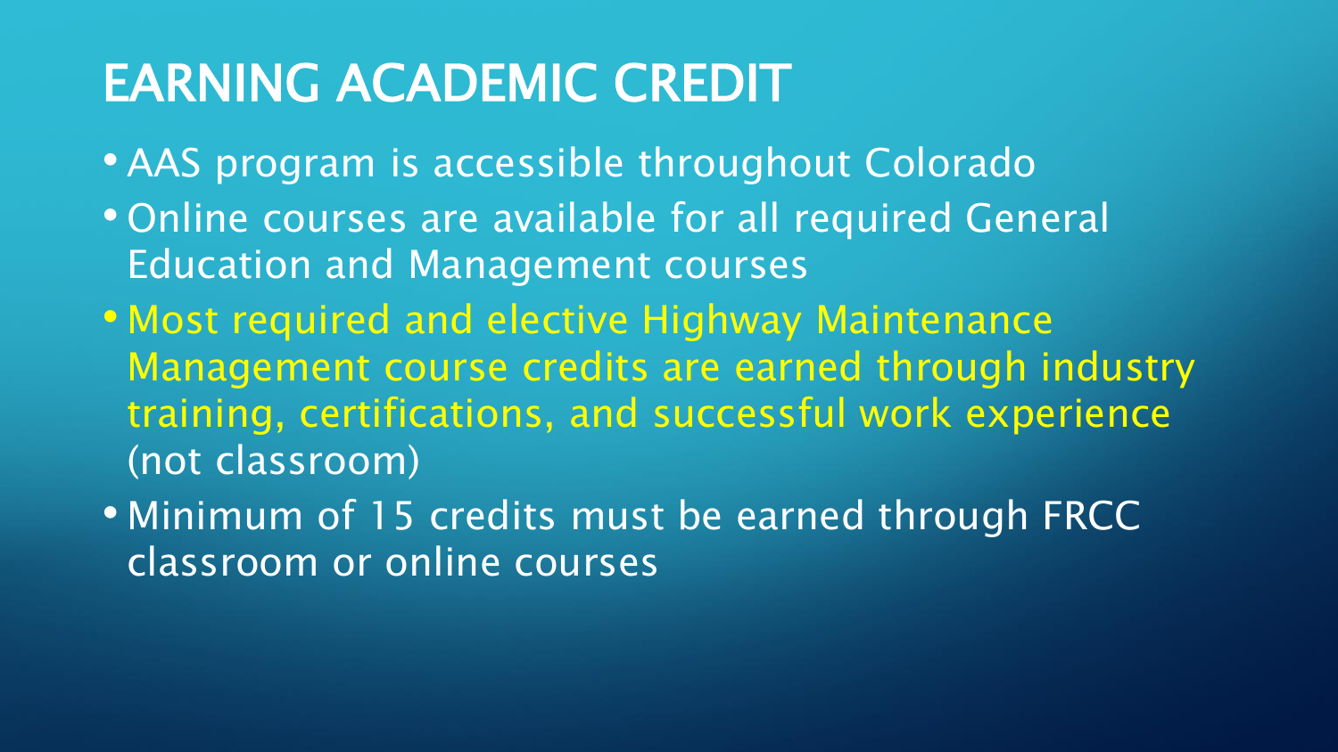# EARNING ACADEMIC CREDIT

- AAS program is accessible throughout Colorado
- Online courses are available for all required General Education and Management courses
- Most required and elective Highway Maintenance Management course credits are earned through industry training, certifications, and successful work experience (not classroom)
- Minimum of 15 credits must be earned through FRCC classroom or online courses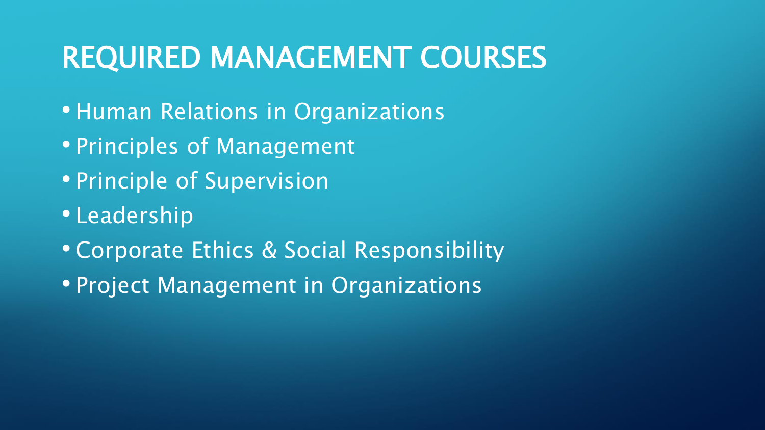# REQUIRED MANAGEMENT COURSES

- Human Relations in Organizations
- Principles of Management
- Principle of Supervision
- Leadership
- Corporate Ethics & Social Responsibility
- Project Management in Organizations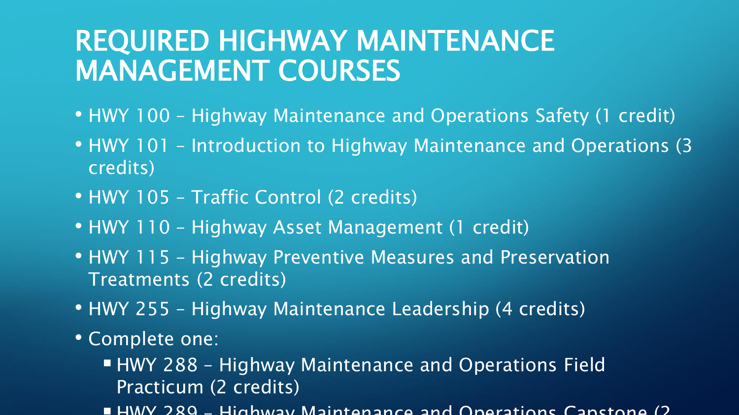# REQUIRED HIGHWAY MAINTENANCE MANAGEMENT COURSES

- HWY 100 – Highway Maintenance and Operations Safety (1 credit)
- HWY 101 – Introduction to Highway Maintenance and Operations (3 credits)
- HWY 105 – Traffic Control (2 credits)
- HWY 110 – Highway Asset Management (1 credit)
- HWY 115 – Highway Preventive Measures and Preservation Treatments (2 credits)
- HWY 255 – Highway Maintenance Leadership (4 credits)
- Complete one:
  - HWY 288 – Highway Maintenance and Operations Field Practicum (2 credits)
  - HWY 289 – Highway Maintenance and Operations Capstone (2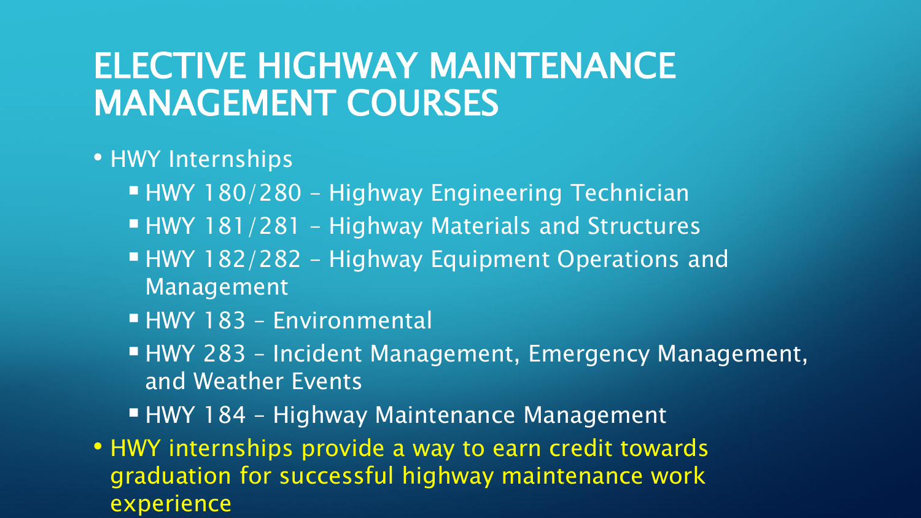# ELECTIVE HIGHWAY MAINTENANCE MANAGEMENT COURSES

- HWY Internships
  - HWY 180/280 – Highway Engineering Technician
  - HWY 181/281 – Highway Materials and Structures
  - HWY 182/282 – Highway Equipment Operations and Management
  - HWY 183 – Environmental
  - HWY 283 – Incident Management, Emergency Management, and Weather Events
  - HWY 184 – Highway Maintenance Management
- HWY internships provide a way to earn credit towards graduation for successful highway maintenance work experience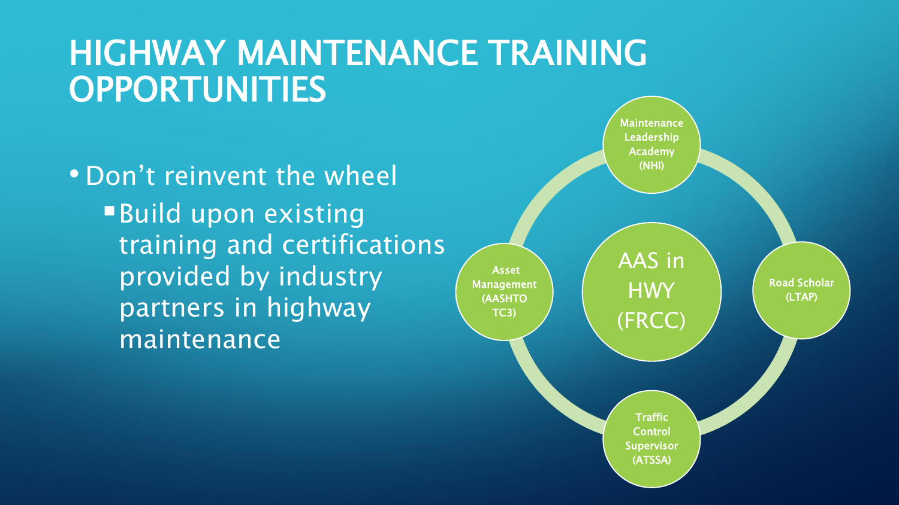# HIGHWAY MAINTENANCE TRAINING OPPORTUNITIES

- Don't reinvent the wheel
  - Build upon existing training and certifications provided by industry partners in highway maintenance

AAS in HWY (FRCC)

- Maintenance Leadership Academy (NHI)
- Road Scholar (LTAP)
- Traffic Control Supervisor (ATSSA)
- Asset Management (AASHTO TC3)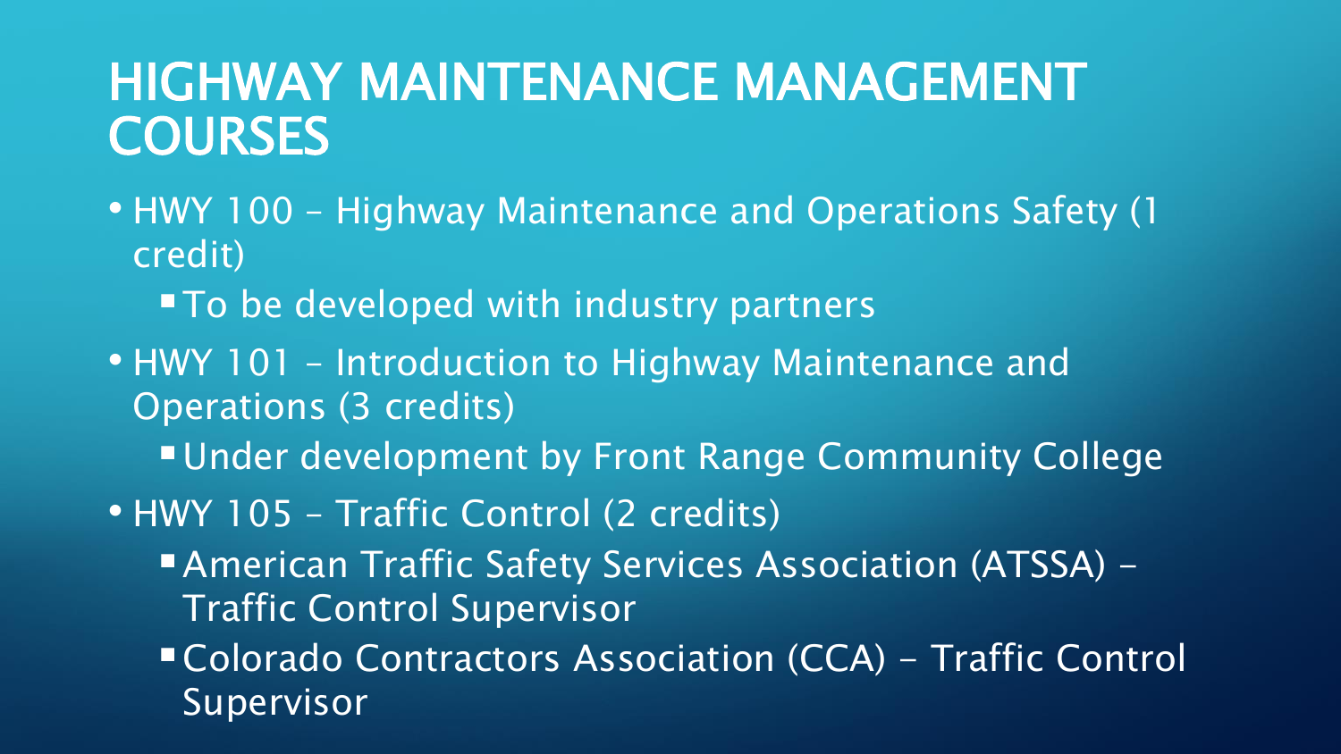# HIGHWAY MAINTENANCE MANAGEMENT COURSES

- HWY 100 – Highway Maintenance and Operations Safety (1 credit)
  - To be developed with industry partners
- HWY 101 – Introduction to Highway Maintenance and Operations (3 credits)
  - Under development by Front Range Community College
- HWY 105 – Traffic Control (2 credits)
  - American Traffic Safety Services Association (ATSSA) – Traffic Control Supervisor
  - Colorado Contractors Association (CCA) – Traffic Control Supervisor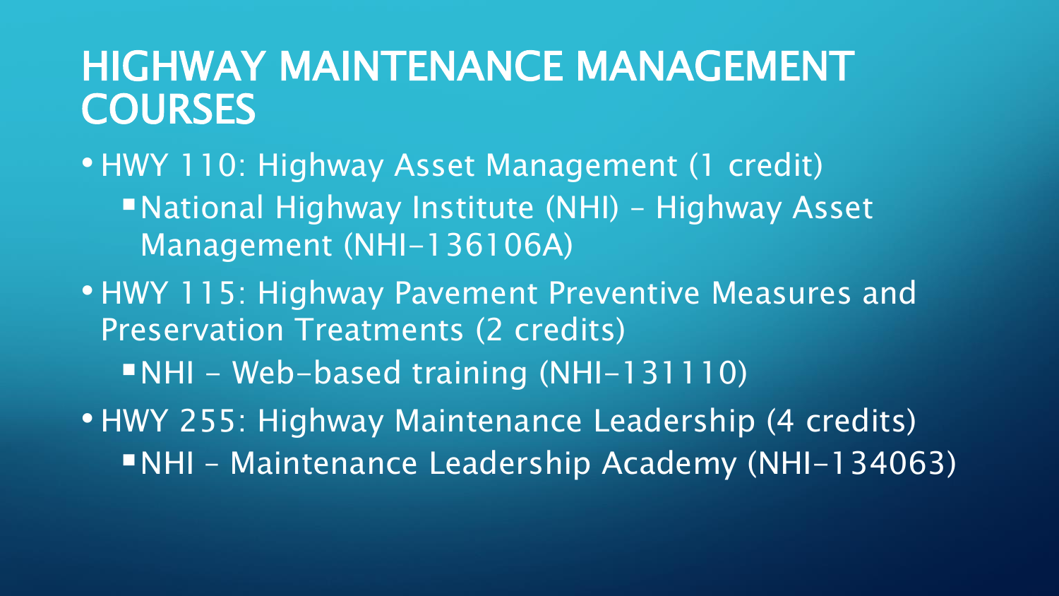# HIGHWAY MAINTENANCE MANAGEMENT COURSES

- HWY 110: Highway Asset Management (1 credit)
  - National Highway Institute (NHI) – Highway Asset Management (NHI-136106A)
- HWY 115: Highway Pavement Preventive Measures and Preservation Treatments (2 credits)
  - NHI – Web-based training (NHI-131110)
- HWY 255: Highway Maintenance Leadership (4 credits)
  - NHI – Maintenance Leadership Academy (NHI-134063)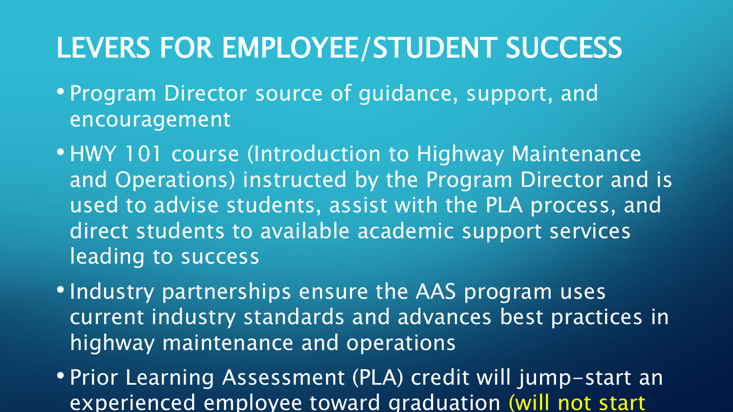# LEVERS FOR EMPLOYEE/STUDENT SUCCESS

- Program Director source of guidance, support, and encouragement
- HWY 101 course (Introduction to Highway Maintenance and Operations) instructed by the Program Director and is used to advise students, assist with the PLA process, and direct students to available academic support services leading to success
- Industry partnerships ensure the AAS program uses current industry standards and advances best practices in highway maintenance and operations
- Prior Learning Assessment (PLA) credit will jump-start an experienced employee toward graduation (will not start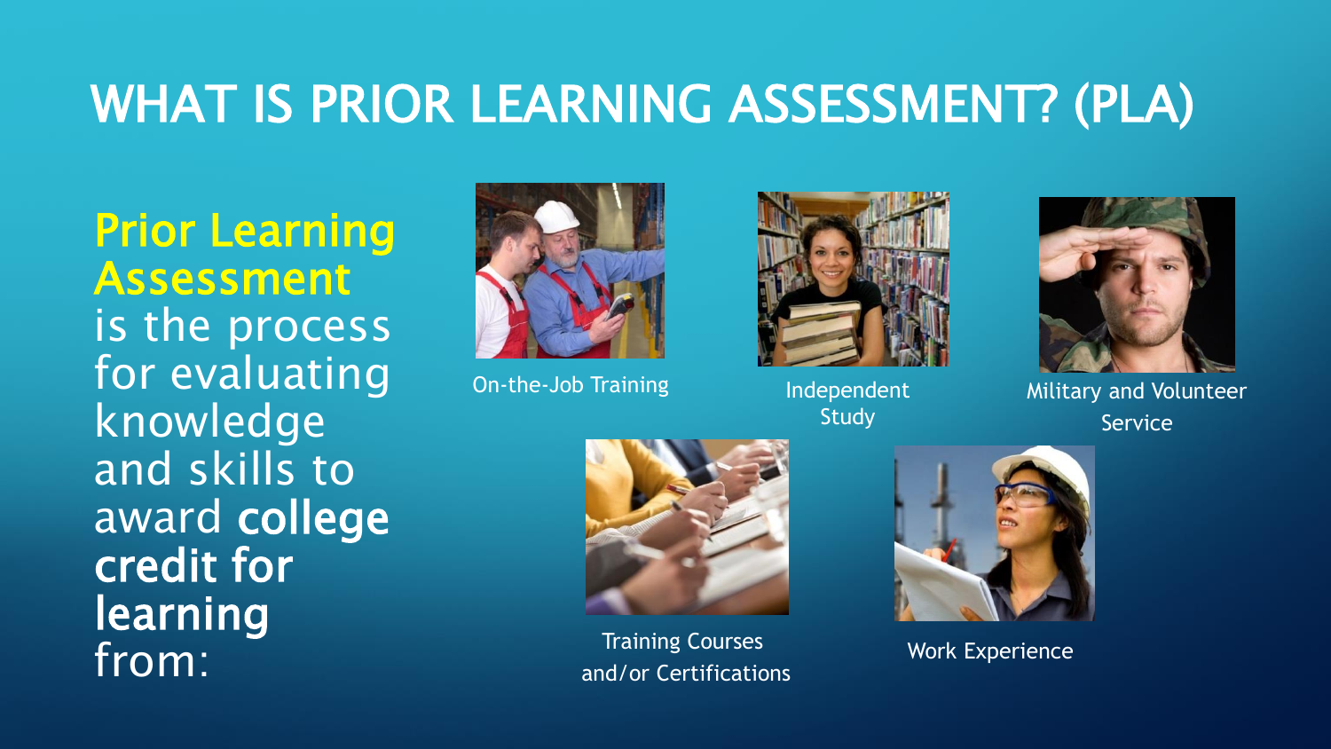# WHAT IS PRIOR LEARNING ASSESSMENT? (PLA)

**Prior Learning Assessment** is the process for evaluating knowledge and skills to award **college credit for learning** from:

- On-the-Job Training
- Independent Study
- Military and Volunteer Service
- Training Courses and/or Certifications
- Work Experience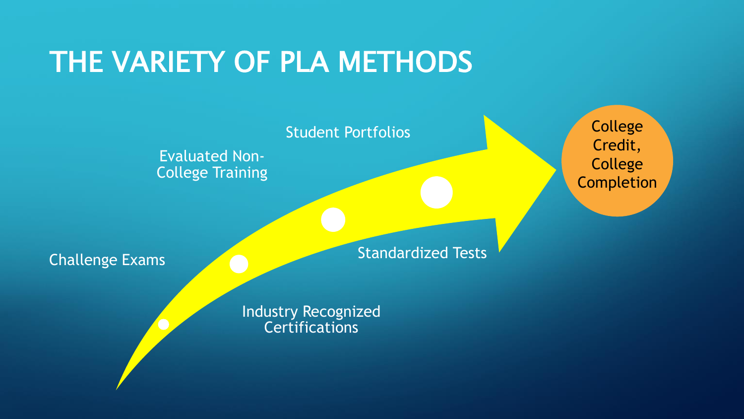# THE VARIETY OF PLA METHODS

- Challenge Exams
- Industry Recognized Certifications
- Evaluated Non-College Training
- Standardized Tests
- Student Portfolios

College Credit, College Completion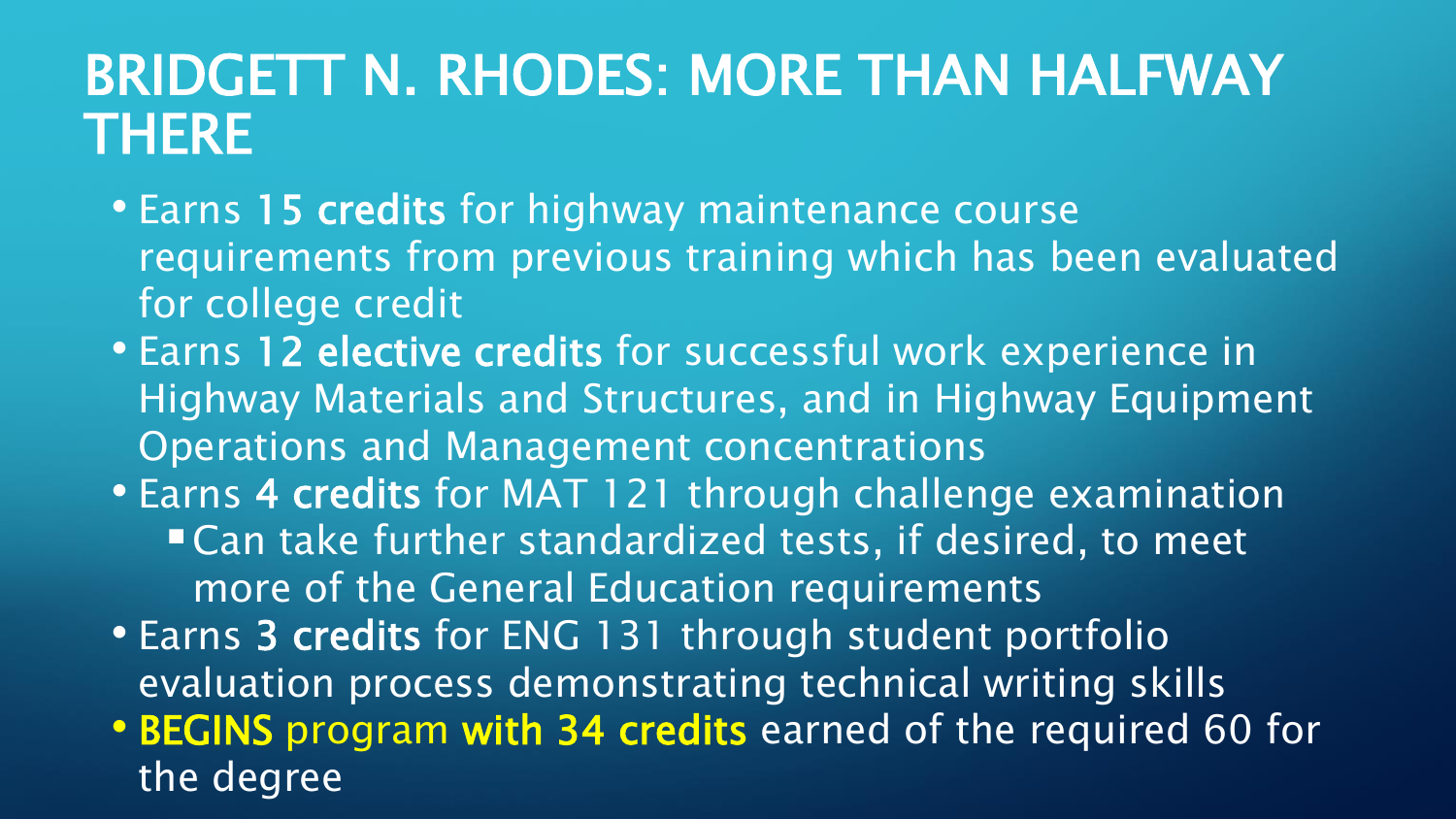# BRIDGETT N. RHODES: MORE THAN HALFWAY THERE

- Earns **15 credits** for highway maintenance course requirements from previous training which has been evaluated for college credit
- Earns **12 elective credits** for successful work experience in Highway Materials and Structures, and in Highway Equipment Operations and Management concentrations
- Earns **4 credits** for MAT 121 through challenge examination
  - Can take further standardized tests, if desired, to meet more of the General Education requirements
- Earns **3 credits** for ENG 131 through student portfolio evaluation process demonstrating technical writing skills
- **BEGINS** program **with 34 credits** earned of the required 60 for the degree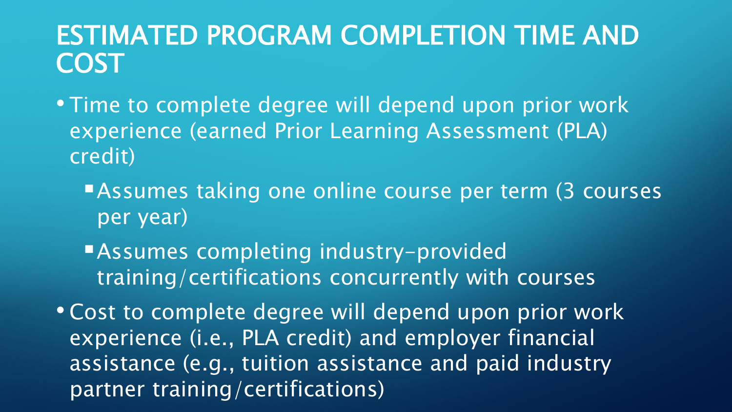# ESTIMATED PROGRAM COMPLETION TIME AND COST

- Time to complete degree will depend upon prior work experience (earned Prior Learning Assessment (PLA) credit)
  - Assumes taking one online course per term (3 courses per year)
  - Assumes completing industry-provided training/certifications concurrently with courses
- Cost to complete degree will depend upon prior work experience (i.e., PLA credit) and employer financial assistance (e.g., tuition assistance and paid industry partner training/certifications)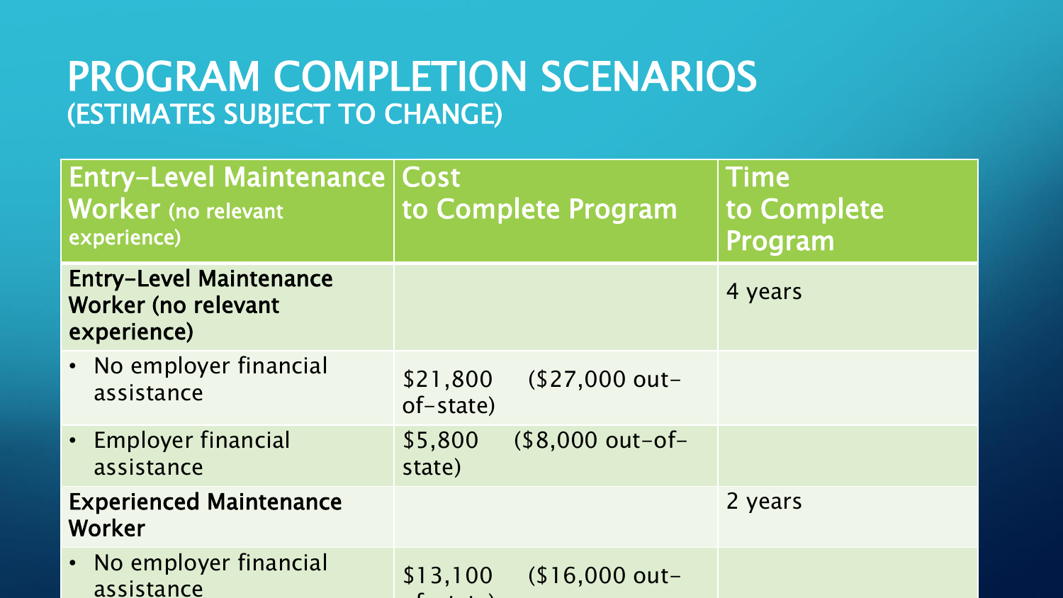# PROGRAM COMPLETION SCENARIOS
## (ESTIMATES SUBJECT TO CHANGE)

| Entry-Level Maintenance Worker (no relevant experience) | Cost to Complete Program | Time to Complete Program |
|---|---|---|
| **Entry-Level Maintenance Worker (no relevant experience)** | | 4 years |
| • No employer financial assistance | $21,800 ($27,000 out-of-state) | |
| • Employer financial assistance | $5,800 ($8,000 out-of-state) | |
| **Experienced Maintenance Worker** | | 2 years |
| • No employer financial assistance | $13,100 ($16,000 out- | |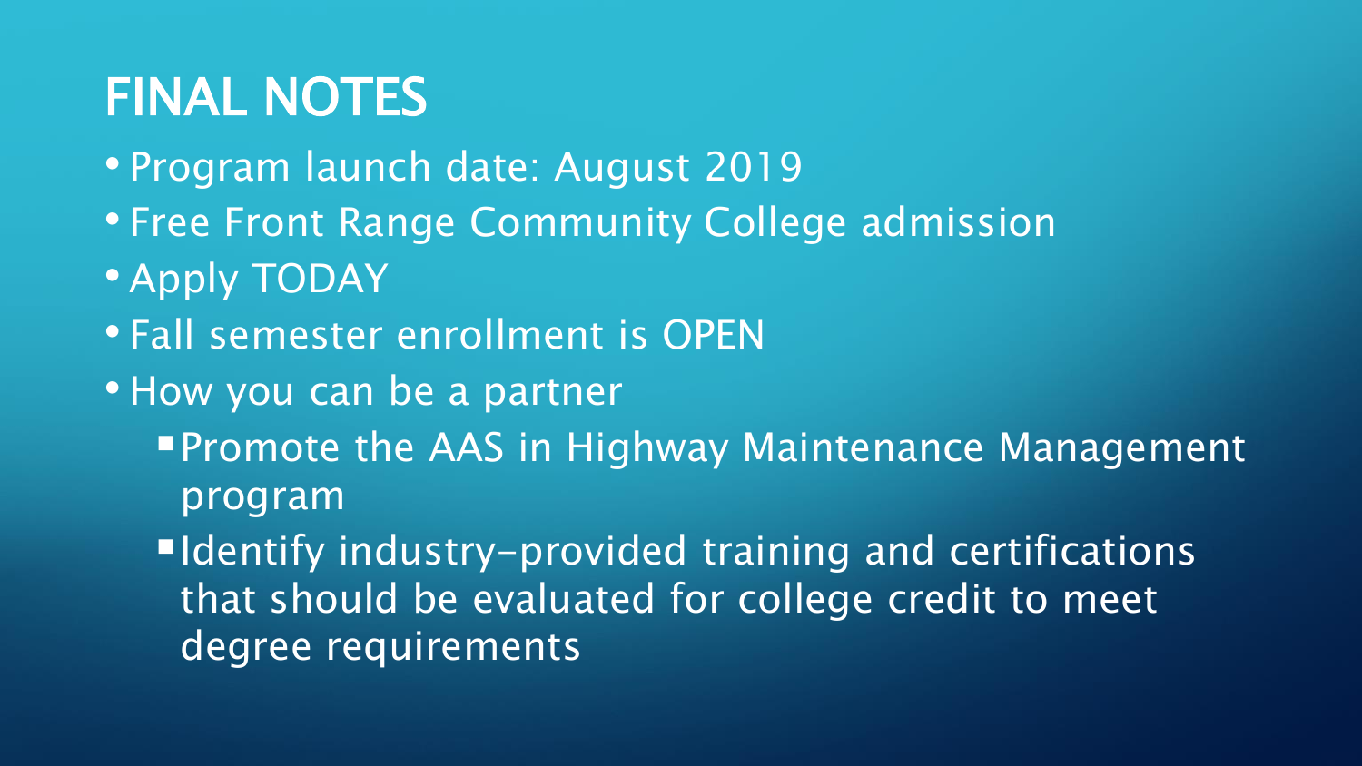# FINAL NOTES

- Program launch date: August 2019
- Free Front Range Community College admission
- Apply TODAY
- Fall semester enrollment is OPEN
- How you can be a partner
  - Promote the AAS in Highway Maintenance Management program
  - Identify industry-provided training and certifications that should be evaluated for college credit to meet degree requirements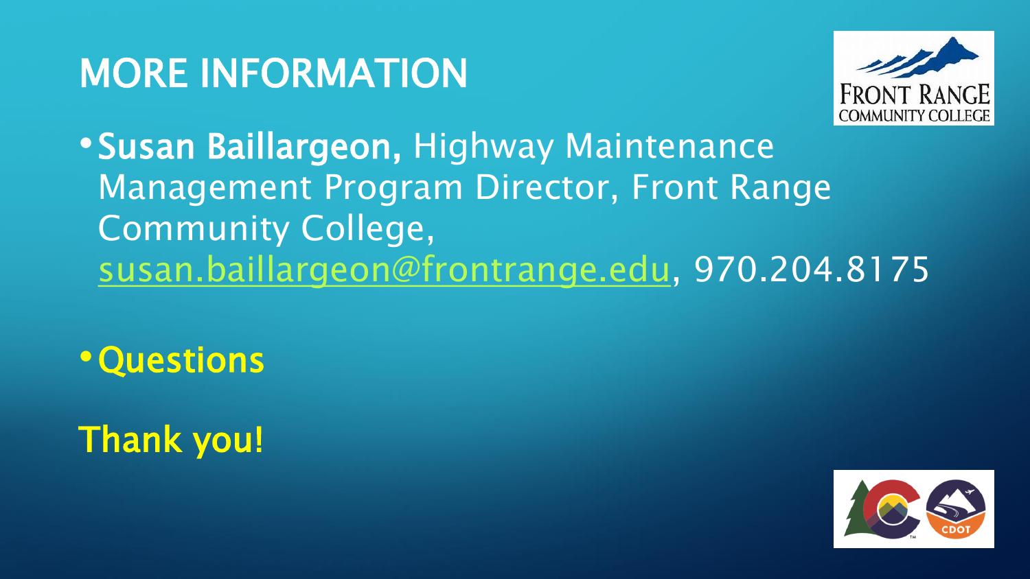# MORE INFORMATION

- **Susan Baillargeon,** Highway Maintenance Management Program Director, Front Range Community College, susan.baillargeon@frontrange.edu, 970.204.8175

- **Questions**

**Thank you!**